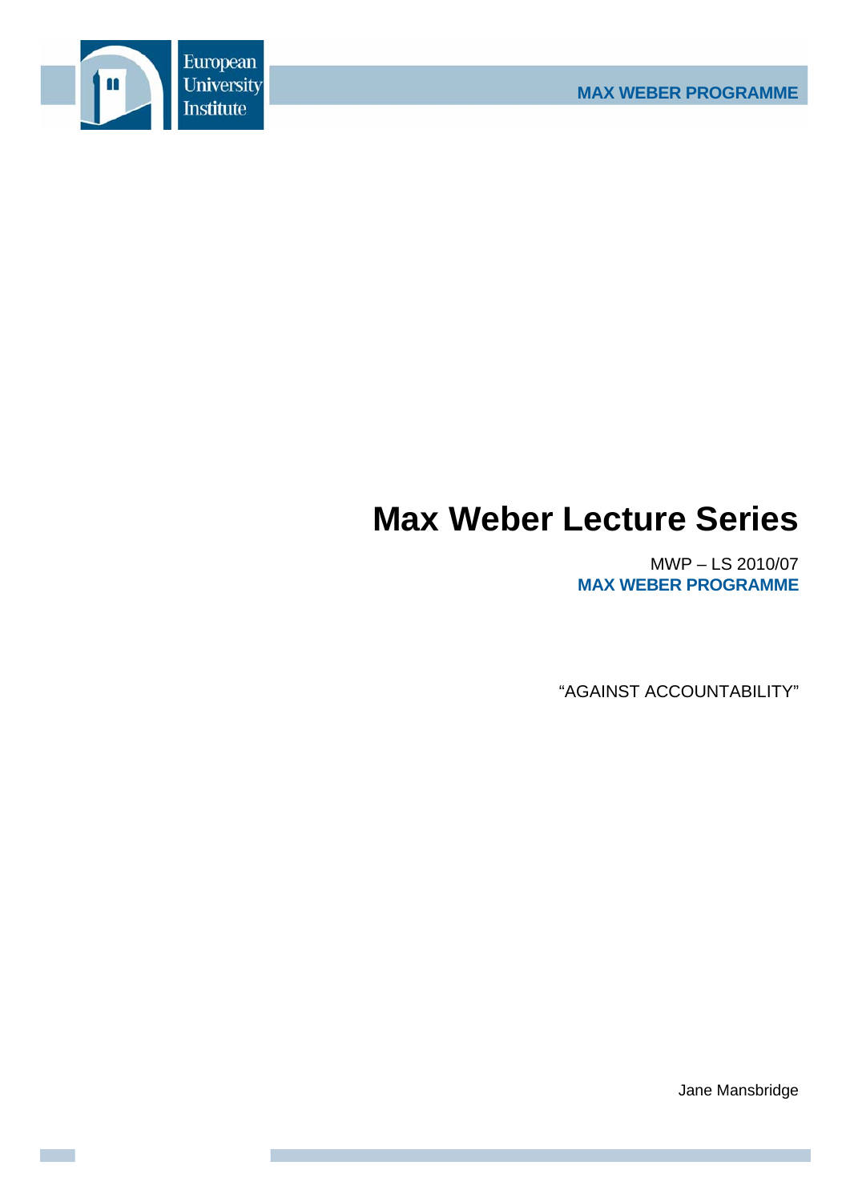European University Institute

MAX WEBER PROGRAMME

# Max Weber Lecture Series

MWP – LS 2010/07

**MAX WEBER PROGRAMME**

"AGAINST ACCOUNTABILITY"

Jane Mansbridge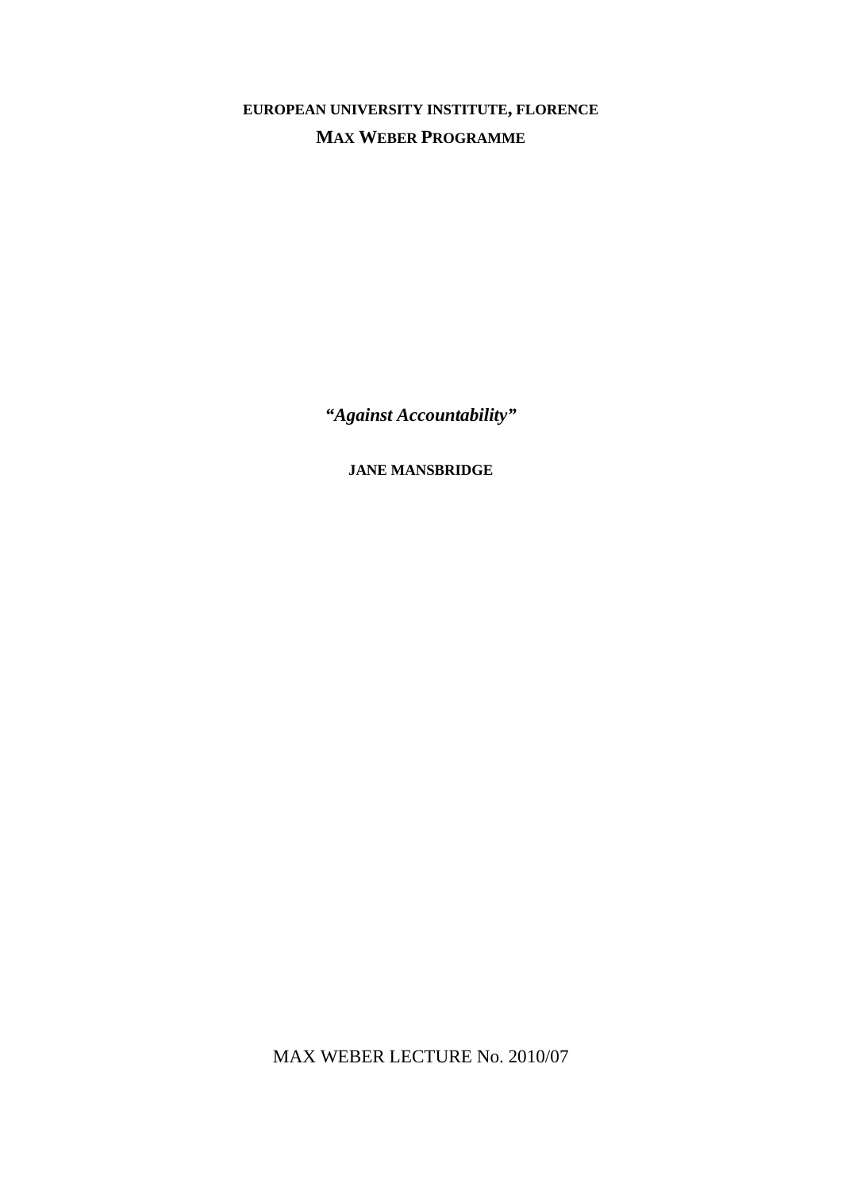**EUROPEAN UNIVERSITY INSTITUTE, FLORENCE**

**MAX WEBER PROGRAMME**

***"Against Accountability"***

**JANE MANSBRIDGE**

MAX WEBER LECTURE No. 2010/07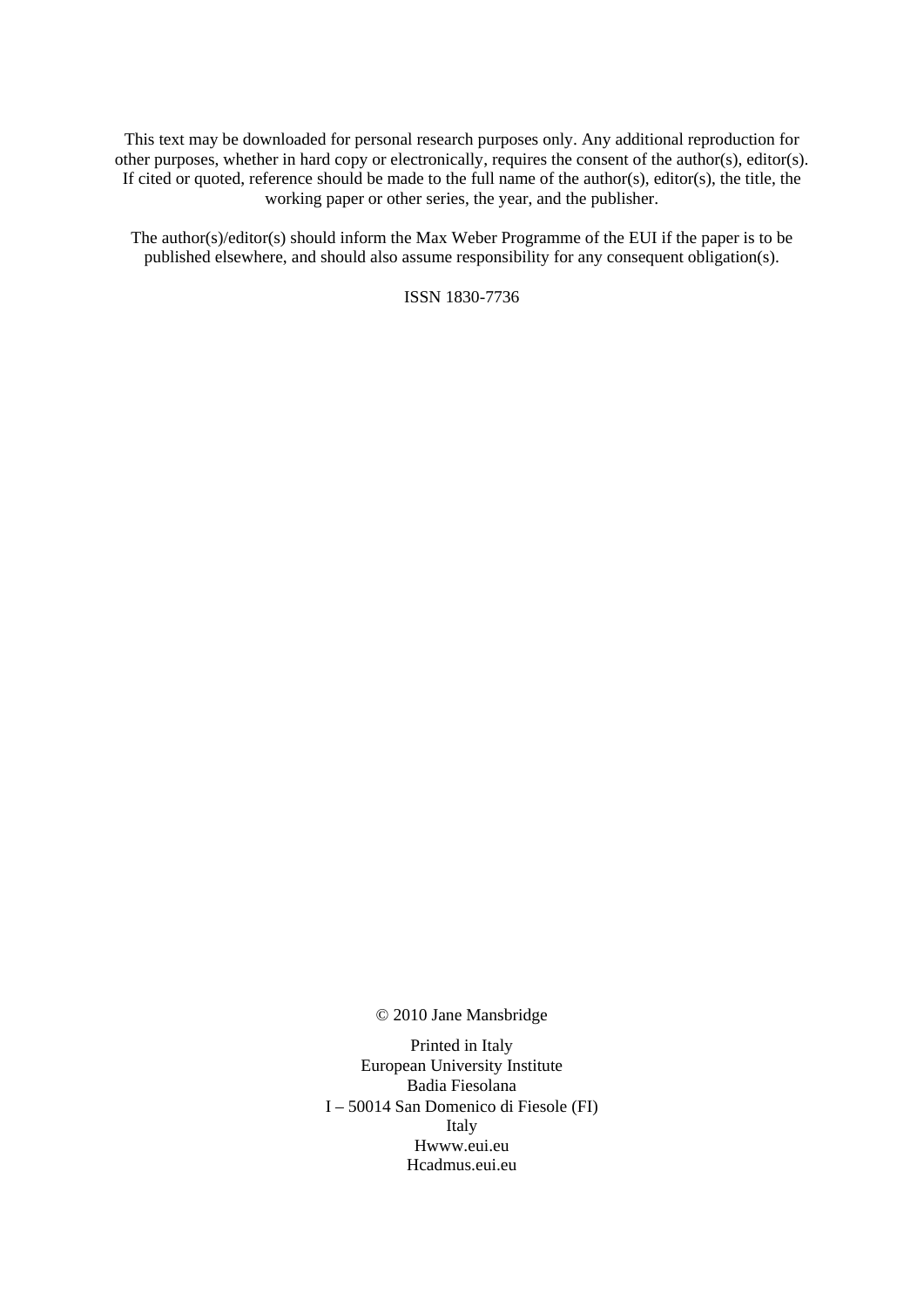This text may be downloaded for personal research purposes only. Any additional reproduction for other purposes, whether in hard copy or electronically, requires the consent of the author(s), editor(s). If cited or quoted, reference should be made to the full name of the author(s), editor(s), the title, the working paper or other series, the year, and the publisher.

The author(s)/editor(s) should inform the Max Weber Programme of the EUI if the paper is to be published elsewhere, and should also assume responsibility for any consequent obligation(s).

ISSN 1830-7736

© 2010 Jane Mansbridge

Printed in Italy
European University Institute
Badia Fiesolana
I – 50014 San Domenico di Fiesole (FI)
Italy
Hwww.eui.eu
Hcadmus.eui.eu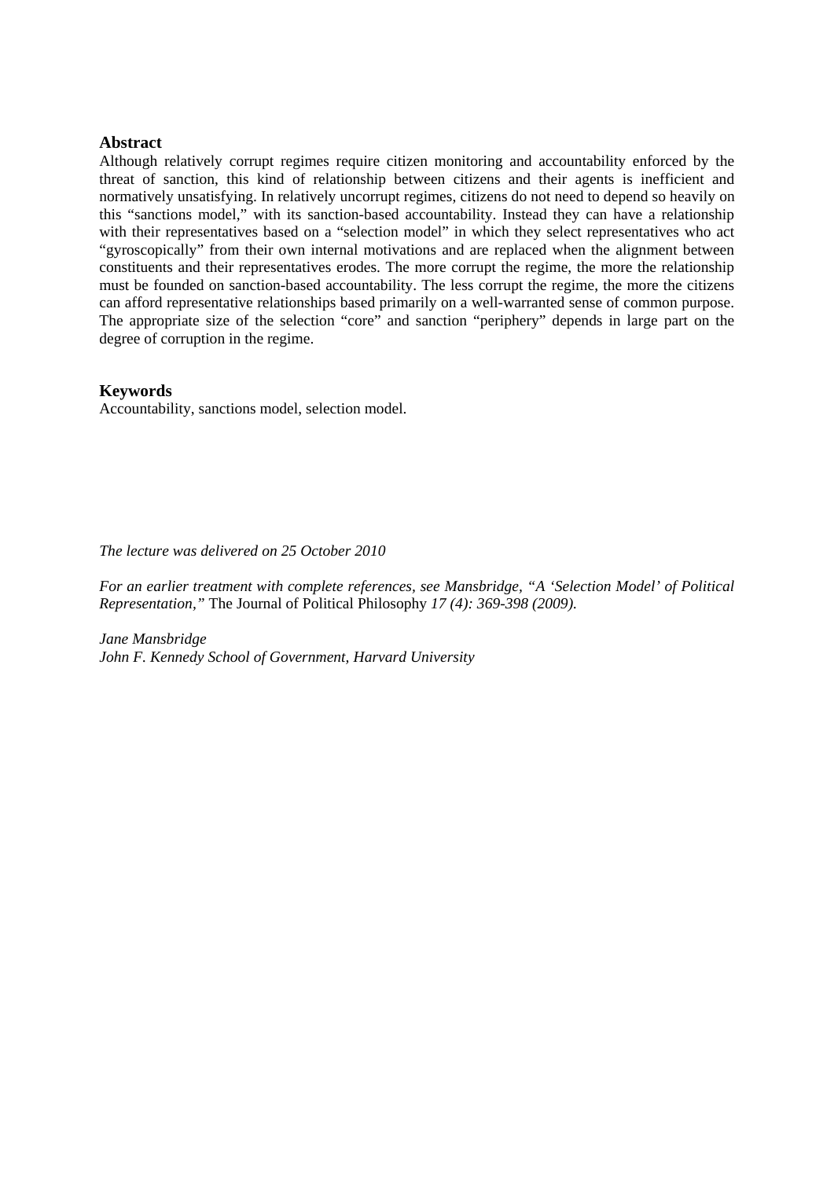## Abstract

Although relatively corrupt regimes require citizen monitoring and accountability enforced by the threat of sanction, this kind of relationship between citizens and their agents is inefficient and normatively unsatisfying. In relatively uncorrupt regimes, citizens do not need to depend so heavily on this "sanctions model," with its sanction-based accountability. Instead they can have a relationship with their representatives based on a "selection model" in which they select representatives who act "gyroscopically" from their own internal motivations and are replaced when the alignment between constituents and their representatives erodes. The more corrupt the regime, the more the relationship must be founded on sanction-based accountability. The less corrupt the regime, the more the citizens can afford representative relationships based primarily on a well-warranted sense of common purpose. The appropriate size of the selection "core" and sanction "periphery" depends in large part on the degree of corruption in the regime.

## Keywords

Accountability, sanctions model, selection model.

*The lecture was delivered on 25 October 2010*

*For an earlier treatment with complete references, see Mansbridge, "A 'Selection Model' of Political Representation,"* The Journal of Political Philosophy *17 (4): 369-398 (2009).*

*Jane Mansbridge*
*John F. Kennedy School of Government, Harvard University*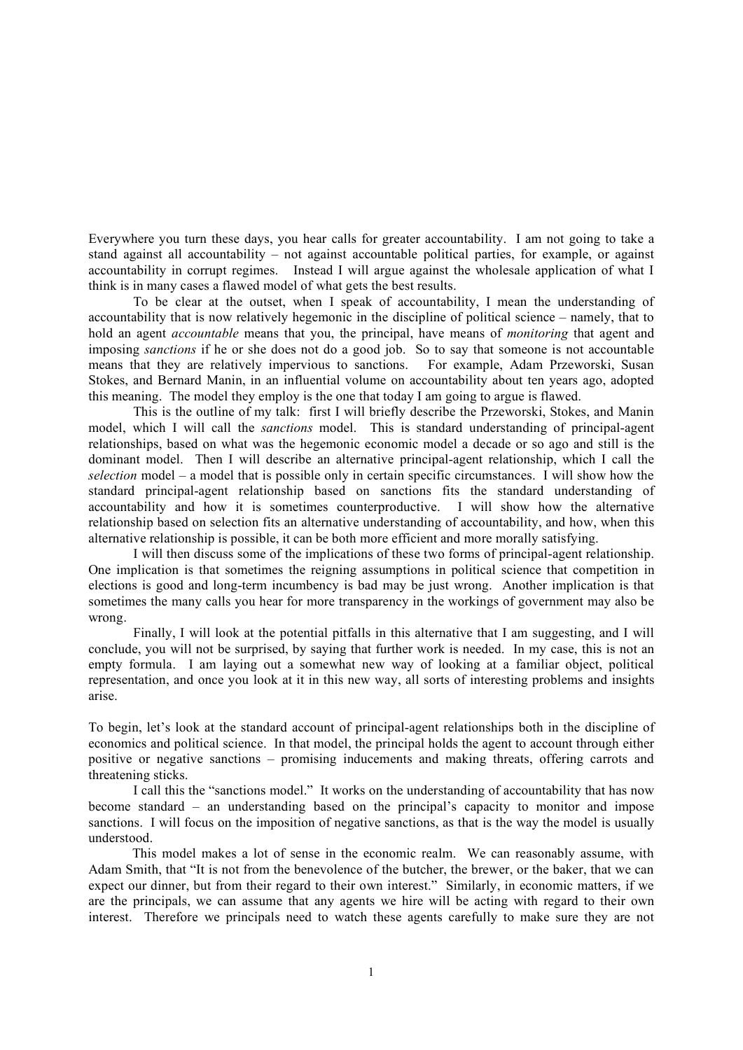Everywhere you turn these days, you hear calls for greater accountability. I am not going to take a stand against all accountability – not against accountable political parties, for example, or against accountability in corrupt regimes. Instead I will argue against the wholesale application of what I think is in many cases a flawed model of what gets the best results.

To be clear at the outset, when I speak of accountability, I mean the understanding of accountability that is now relatively hegemonic in the discipline of political science – namely, that to hold an agent *accountable* means that you, the principal, have means of *monitoring* that agent and imposing *sanctions* if he or she does not do a good job. So to say that someone is not accountable means that they are relatively impervious to sanctions. For example, Adam Przeworski, Susan Stokes, and Bernard Manin, in an influential volume on accountability about ten years ago, adopted this meaning. The model they employ is the one that today I am going to argue is flawed.

This is the outline of my talk: first I will briefly describe the Przeworski, Stokes, and Manin model, which I will call the *sanctions* model. This is standard understanding of principal-agent relationships, based on what was the hegemonic economic model a decade or so ago and still is the dominant model. Then I will describe an alternative principal-agent relationship, which I call the *selection* model – a model that is possible only in certain specific circumstances. I will show how the standard principal-agent relationship based on sanctions fits the standard understanding of accountability and how it is sometimes counterproductive. I will show how the alternative relationship based on selection fits an alternative understanding of accountability, and how, when this alternative relationship is possible, it can be both more efficient and more morally satisfying.

I will then discuss some of the implications of these two forms of principal-agent relationship. One implication is that sometimes the reigning assumptions in political science that competition in elections is good and long-term incumbency is bad may be just wrong. Another implication is that sometimes the many calls you hear for more transparency in the workings of government may also be wrong.

Finally, I will look at the potential pitfalls in this alternative that I am suggesting, and I will conclude, you will not be surprised, by saying that further work is needed. In my case, this is not an empty formula. I am laying out a somewhat new way of looking at a familiar object, political representation, and once you look at it in this new way, all sorts of interesting problems and insights arise.

To begin, let's look at the standard account of principal-agent relationships both in the discipline of economics and political science. In that model, the principal holds the agent to account through either positive or negative sanctions – promising inducements and making threats, offering carrots and threatening sticks.

I call this the "sanctions model." It works on the understanding of accountability that has now become standard – an understanding based on the principal's capacity to monitor and impose sanctions. I will focus on the imposition of negative sanctions, as that is the way the model is usually understood.

This model makes a lot of sense in the economic realm. We can reasonably assume, with Adam Smith, that "It is not from the benevolence of the butcher, the brewer, or the baker, that we can expect our dinner, but from their regard to their own interest." Similarly, in economic matters, if we are the principals, we can assume that any agents we hire will be acting with regard to their own interest. Therefore we principals need to watch these agents carefully to make sure they are not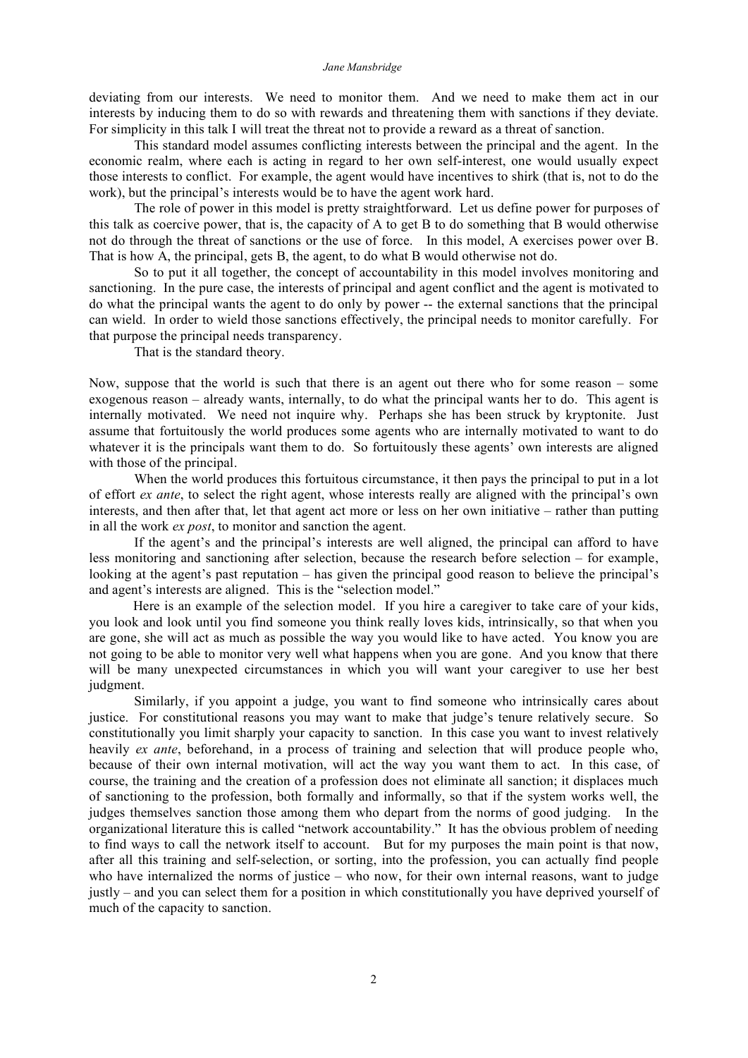deviating from our interests. We need to monitor them. And we need to make them act in our interests by inducing them to do so with rewards and threatening them with sanctions if they deviate. For simplicity in this talk I will treat the threat not to provide a reward as a threat of sanction.

This standard model assumes conflicting interests between the principal and the agent. In the economic realm, where each is acting in regard to her own self-interest, one would usually expect those interests to conflict. For example, the agent would have incentives to shirk (that is, not to do the work), but the principal's interests would be to have the agent work hard.

The role of power in this model is pretty straightforward. Let us define power for purposes of this talk as coercive power, that is, the capacity of A to get B to do something that B would otherwise not do through the threat of sanctions or the use of force. In this model, A exercises power over B. That is how A, the principal, gets B, the agent, to do what B would otherwise not do.

So to put it all together, the concept of accountability in this model involves monitoring and sanctioning. In the pure case, the interests of principal and agent conflict and the agent is motivated to do what the principal wants the agent to do only by power -- the external sanctions that the principal can wield. In order to wield those sanctions effectively, the principal needs to monitor carefully. For that purpose the principal needs transparency.

That is the standard theory.

Now, suppose that the world is such that there is an agent out there who for some reason – some exogenous reason – already wants, internally, to do what the principal wants her to do. This agent is internally motivated. We need not inquire why. Perhaps she has been struck by kryptonite. Just assume that fortuitously the world produces some agents who are internally motivated to want to do whatever it is the principals want them to do. So fortuitously these agents' own interests are aligned with those of the principal.

When the world produces this fortuitous circumstance, it then pays the principal to put in a lot of effort *ex ante*, to select the right agent, whose interests really are aligned with the principal's own interests, and then after that, let that agent act more or less on her own initiative – rather than putting in all the work *ex post*, to monitor and sanction the agent.

If the agent's and the principal's interests are well aligned, the principal can afford to have less monitoring and sanctioning after selection, because the research before selection – for example, looking at the agent's past reputation – has given the principal good reason to believe the principal's and agent's interests are aligned. This is the "selection model."

Here is an example of the selection model. If you hire a caregiver to take care of your kids, you look and look until you find someone you think really loves kids, intrinsically, so that when you are gone, she will act as much as possible the way you would like to have acted. You know you are not going to be able to monitor very well what happens when you are gone. And you know that there will be many unexpected circumstances in which you will want your caregiver to use her best judgment.

Similarly, if you appoint a judge, you want to find someone who intrinsically cares about justice. For constitutional reasons you may want to make that judge's tenure relatively secure. So constitutionally you limit sharply your capacity to sanction. In this case you want to invest relatively heavily *ex ante*, beforehand, in a process of training and selection that will produce people who, because of their own internal motivation, will act the way you want them to act. In this case, of course, the training and the creation of a profession does not eliminate all sanction; it displaces much of sanctioning to the profession, both formally and informally, so that if the system works well, the judges themselves sanction those among them who depart from the norms of good judging. In the organizational literature this is called "network accountability." It has the obvious problem of needing to find ways to call the network itself to account. But for my purposes the main point is that now, after all this training and self-selection, or sorting, into the profession, you can actually find people who have internalized the norms of justice – who now, for their own internal reasons, want to judge justly – and you can select them for a position in which constitutionally you have deprived yourself of much of the capacity to sanction.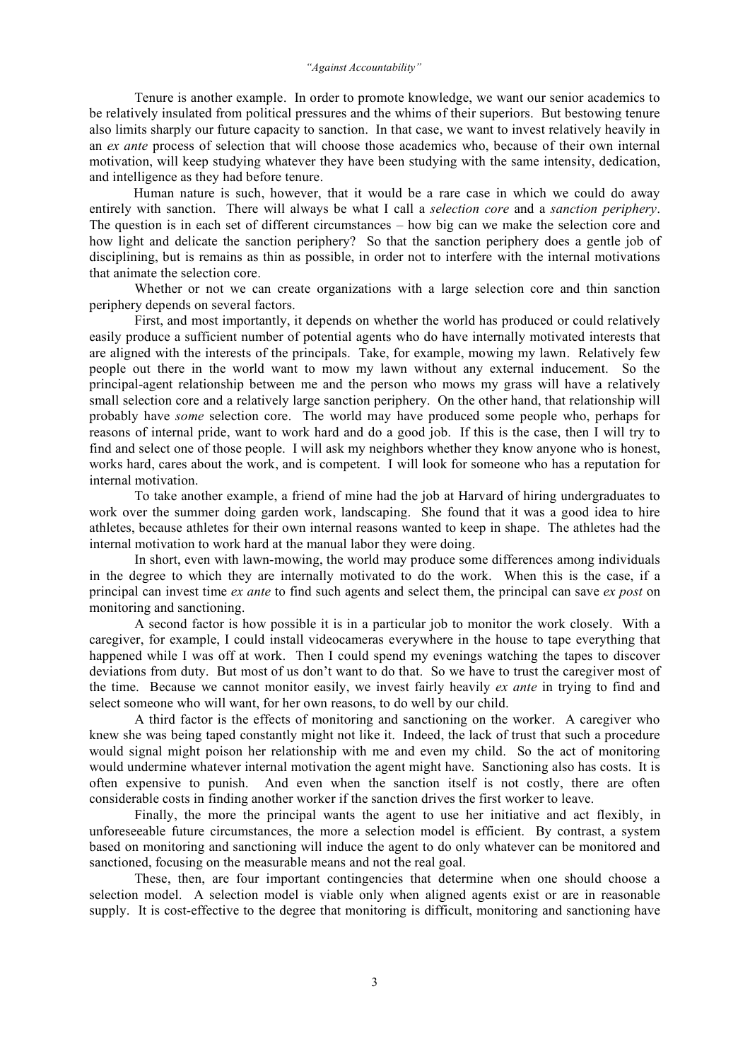Tenure is another example. In order to promote knowledge, we want our senior academics to be relatively insulated from political pressures and the whims of their superiors. But bestowing tenure also limits sharply our future capacity to sanction. In that case, we want to invest relatively heavily in an *ex ante* process of selection that will choose those academics who, because of their own internal motivation, will keep studying whatever they have been studying with the same intensity, dedication, and intelligence as they had before tenure.

Human nature is such, however, that it would be a rare case in which we could do away entirely with sanction. There will always be what I call a *selection core* and a *sanction periphery*. The question is in each set of different circumstances – how big can we make the selection core and how light and delicate the sanction periphery? So that the sanction periphery does a gentle job of disciplining, but is remains as thin as possible, in order not to interfere with the internal motivations that animate the selection core.

Whether or not we can create organizations with a large selection core and thin sanction periphery depends on several factors.

First, and most importantly, it depends on whether the world has produced or could relatively easily produce a sufficient number of potential agents who do have internally motivated interests that are aligned with the interests of the principals. Take, for example, mowing my lawn. Relatively few people out there in the world want to mow my lawn without any external inducement. So the principal-agent relationship between me and the person who mows my grass will have a relatively small selection core and a relatively large sanction periphery. On the other hand, that relationship will probably have *some* selection core. The world may have produced some people who, perhaps for reasons of internal pride, want to work hard and do a good job. If this is the case, then I will try to find and select one of those people. I will ask my neighbors whether they know anyone who is honest, works hard, cares about the work, and is competent. I will look for someone who has a reputation for internal motivation.

To take another example, a friend of mine had the job at Harvard of hiring undergraduates to work over the summer doing garden work, landscaping. She found that it was a good idea to hire athletes, because athletes for their own internal reasons wanted to keep in shape. The athletes had the internal motivation to work hard at the manual labor they were doing.

In short, even with lawn-mowing, the world may produce some differences among individuals in the degree to which they are internally motivated to do the work. When this is the case, if a principal can invest time *ex ante* to find such agents and select them, the principal can save *ex post* on monitoring and sanctioning.

A second factor is how possible it is in a particular job to monitor the work closely. With a caregiver, for example, I could install videocameras everywhere in the house to tape everything that happened while I was off at work. Then I could spend my evenings watching the tapes to discover deviations from duty. But most of us don't want to do that. So we have to trust the caregiver most of the time. Because we cannot monitor easily, we invest fairly heavily *ex ante* in trying to find and select someone who will want, for her own reasons, to do well by our child.

A third factor is the effects of monitoring and sanctioning on the worker. A caregiver who knew she was being taped constantly might not like it. Indeed, the lack of trust that such a procedure would signal might poison her relationship with me and even my child. So the act of monitoring would undermine whatever internal motivation the agent might have. Sanctioning also has costs. It is often expensive to punish. And even when the sanction itself is not costly, there are often considerable costs in finding another worker if the sanction drives the first worker to leave.

Finally, the more the principal wants the agent to use her initiative and act flexibly, in unforeseeable future circumstances, the more a selection model is efficient. By contrast, a system based on monitoring and sanctioning will induce the agent to do only whatever can be monitored and sanctioned, focusing on the measurable means and not the real goal.

These, then, are four important contingencies that determine when one should choose a selection model. A selection model is viable only when aligned agents exist or are in reasonable supply. It is cost-effective to the degree that monitoring is difficult, monitoring and sanctioning have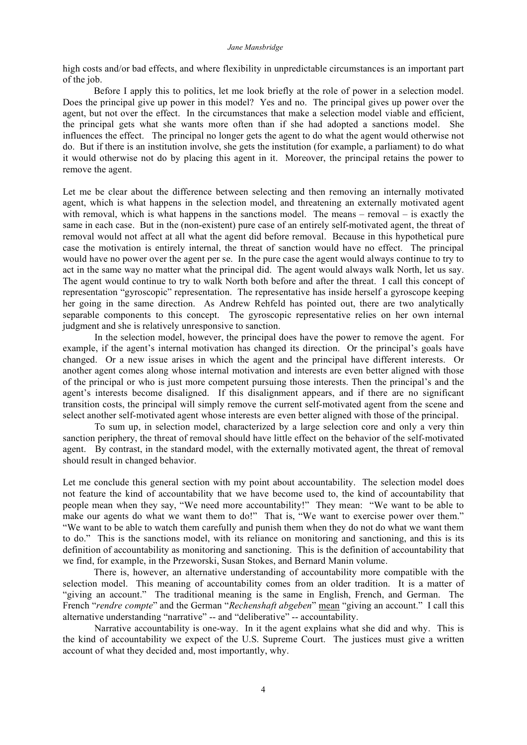high costs and/or bad effects, and where flexibility in unpredictable circumstances is an important part of the job.

Before I apply this to politics, let me look briefly at the role of power in a selection model. Does the principal give up power in this model? Yes and no. The principal gives up power over the agent, but not over the effect. In the circumstances that make a selection model viable and efficient, the principal gets what she wants more often than if she had adopted a sanctions model. She influences the effect. The principal no longer gets the agent to do what the agent would otherwise not do. But if there is an institution involve, she gets the institution (for example, a parliament) to do what it would otherwise not do by placing this agent in it. Moreover, the principal retains the power to remove the agent.

Let me be clear about the difference between selecting and then removing an internally motivated agent, which is what happens in the selection model, and threatening an externally motivated agent with removal, which is what happens in the sanctions model. The means – removal – is exactly the same in each case. But in the (non-existent) pure case of an entirely self-motivated agent, the threat of removal would not affect at all what the agent did before removal. Because in this hypothetical pure case the motivation is entirely internal, the threat of sanction would have no effect. The principal would have no power over the agent per se. In the pure case the agent would always continue to try to act in the same way no matter what the principal did. The agent would always walk North, let us say. The agent would continue to try to walk North both before and after the threat. I call this concept of representation "gyroscopic" representation. The representative has inside herself a gyroscope keeping her going in the same direction. As Andrew Rehfeld has pointed out, there are two analytically separable components to this concept. The gyroscopic representative relies on her own internal judgment and she is relatively unresponsive to sanction.

In the selection model, however, the principal does have the power to remove the agent. For example, if the agent's internal motivation has changed its direction. Or the principal's goals have changed. Or a new issue arises in which the agent and the principal have different interests. Or another agent comes along whose internal motivation and interests are even better aligned with those of the principal or who is just more competent pursuing those interests. Then the principal's and the agent's interests become disaligned. If this disalignment appears, and if there are no significant transition costs, the principal will simply remove the current self-motivated agent from the scene and select another self-motivated agent whose interests are even better aligned with those of the principal.

To sum up, in selection model, characterized by a large selection core and only a very thin sanction periphery, the threat of removal should have little effect on the behavior of the self-motivated agent. By contrast, in the standard model, with the externally motivated agent, the threat of removal should result in changed behavior.

Let me conclude this general section with my point about accountability. The selection model does not feature the kind of accountability that we have become used to, the kind of accountability that people mean when they say, "We need more accountability!" They mean: "We want to be able to make our agents do what we want them to do!" That is, "We want to exercise power over them." "We want to be able to watch them carefully and punish them when they do not do what we want them to do." This is the sanctions model, with its reliance on monitoring and sanctioning, and this is its definition of accountability as monitoring and sanctioning. This is the definition of accountability that we find, for example, in the Przeworski, Susan Stokes, and Bernard Manin volume.

There is, however, an alternative understanding of accountability more compatible with the selection model. This meaning of accountability comes from an older tradition. It is a matter of "giving an account." The traditional meaning is the same in English, French, and German. The French "*rendre compte*" and the German "*Rechenshaft abgeben*" <u>mean</u> "giving an account." I call this alternative understanding "narrative" -- and "deliberative" -- accountability.

Narrative accountability is one-way. In it the agent explains what she did and why. This is the kind of accountability we expect of the U.S. Supreme Court. The justices must give a written account of what they decided and, most importantly, why.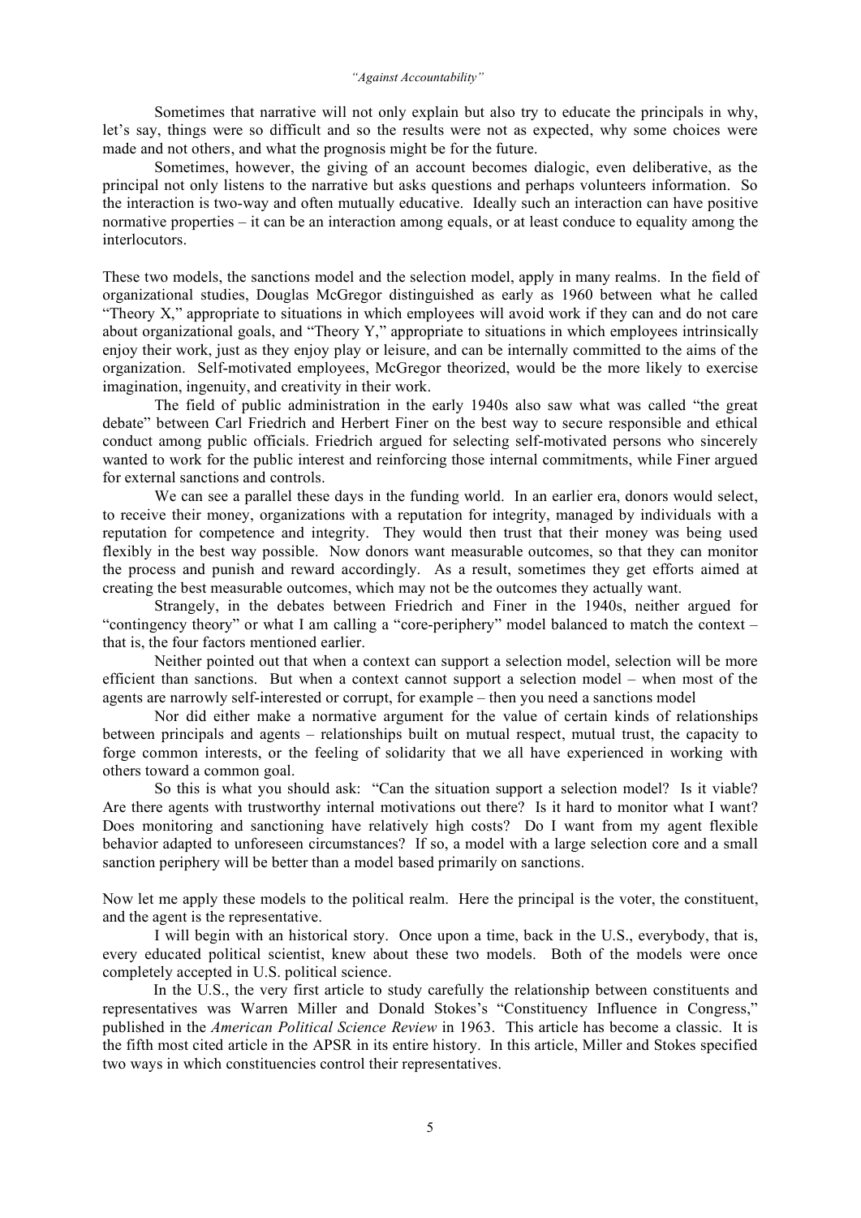Sometimes that narrative will not only explain but also try to educate the principals in why, let's say, things were so difficult and so the results were not as expected, why some choices were made and not others, and what the prognosis might be for the future.

Sometimes, however, the giving of an account becomes dialogic, even deliberative, as the principal not only listens to the narrative but asks questions and perhaps volunteers information. So the interaction is two-way and often mutually educative. Ideally such an interaction can have positive normative properties – it can be an interaction among equals, or at least conduce to equality among the interlocutors.

These two models, the sanctions model and the selection model, apply in many realms. In the field of organizational studies, Douglas McGregor distinguished as early as 1960 between what he called "Theory X," appropriate to situations in which employees will avoid work if they can and do not care about organizational goals, and "Theory Y," appropriate to situations in which employees intrinsically enjoy their work, just as they enjoy play or leisure, and can be internally committed to the aims of the organization. Self-motivated employees, McGregor theorized, would be the more likely to exercise imagination, ingenuity, and creativity in their work.

The field of public administration in the early 1940s also saw what was called "the great debate" between Carl Friedrich and Herbert Finer on the best way to secure responsible and ethical conduct among public officials. Friedrich argued for selecting self-motivated persons who sincerely wanted to work for the public interest and reinforcing those internal commitments, while Finer argued for external sanctions and controls.

We can see a parallel these days in the funding world. In an earlier era, donors would select, to receive their money, organizations with a reputation for integrity, managed by individuals with a reputation for competence and integrity. They would then trust that their money was being used flexibly in the best way possible. Now donors want measurable outcomes, so that they can monitor the process and punish and reward accordingly. As a result, sometimes they get efforts aimed at creating the best measurable outcomes, which may not be the outcomes they actually want.

Strangely, in the debates between Friedrich and Finer in the 1940s, neither argued for "contingency theory" or what I am calling a "core-periphery" model balanced to match the context – that is, the four factors mentioned earlier.

Neither pointed out that when a context can support a selection model, selection will be more efficient than sanctions. But when a context cannot support a selection model – when most of the agents are narrowly self-interested or corrupt, for example – then you need a sanctions model

Nor did either make a normative argument for the value of certain kinds of relationships between principals and agents – relationships built on mutual respect, mutual trust, the capacity to forge common interests, or the feeling of solidarity that we all have experienced in working with others toward a common goal.

So this is what you should ask: "Can the situation support a selection model? Is it viable? Are there agents with trustworthy internal motivations out there? Is it hard to monitor what I want? Does monitoring and sanctioning have relatively high costs? Do I want from my agent flexible behavior adapted to unforeseen circumstances? If so, a model with a large selection core and a small sanction periphery will be better than a model based primarily on sanctions.

Now let me apply these models to the political realm. Here the principal is the voter, the constituent, and the agent is the representative.

I will begin with an historical story. Once upon a time, back in the U.S., everybody, that is, every educated political scientist, knew about these two models. Both of the models were once completely accepted in U.S. political science.

In the U.S., the very first article to study carefully the relationship between constituents and representatives was Warren Miller and Donald Stokes's "Constituency Influence in Congress," published in the *American Political Science Review* in 1963. This article has become a classic. It is the fifth most cited article in the APSR in its entire history. In this article, Miller and Stokes specified two ways in which constituencies control their representatives.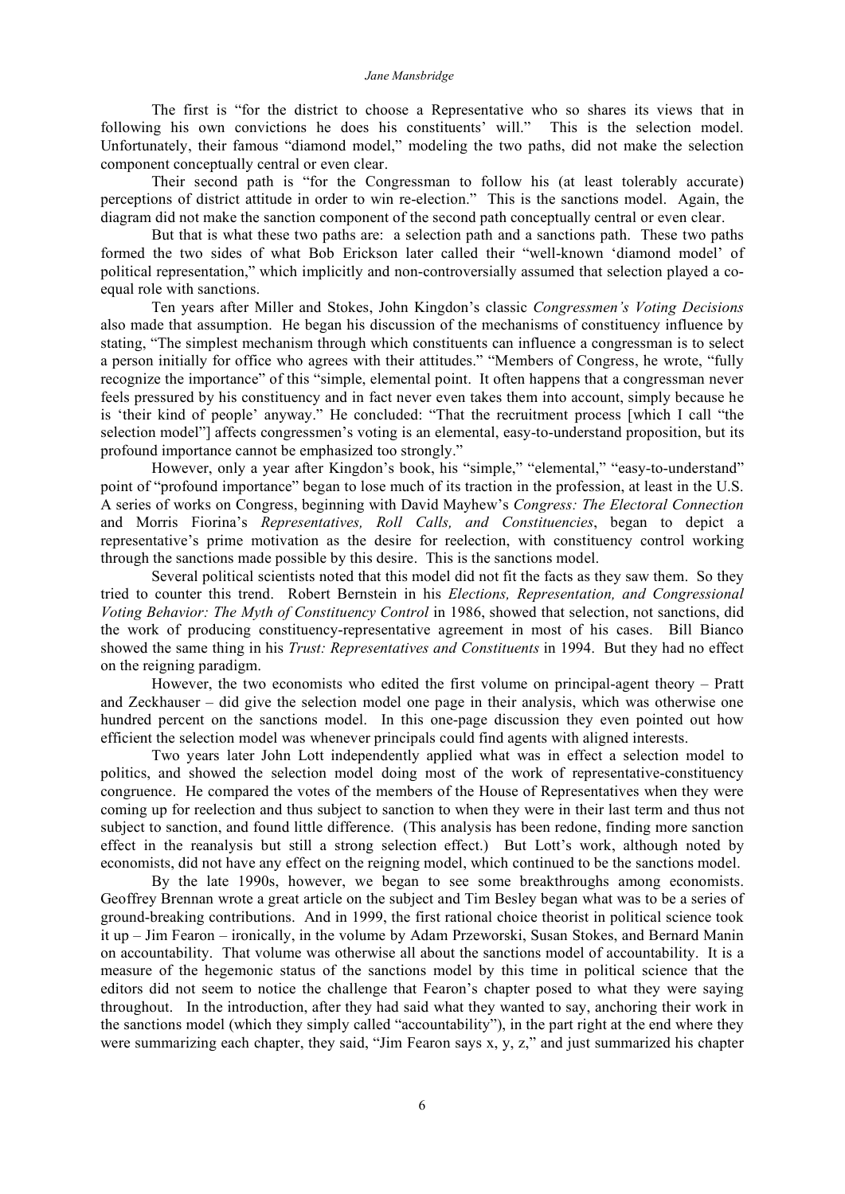The first is "for the district to choose a Representative who so shares its views that in following his own convictions he does his constituents' will." This is the selection model. Unfortunately, their famous "diamond model," modeling the two paths, did not make the selection component conceptually central or even clear.

Their second path is "for the Congressman to follow his (at least tolerably accurate) perceptions of district attitude in order to win re-election." This is the sanctions model. Again, the diagram did not make the sanction component of the second path conceptually central or even clear.

But that is what these two paths are: a selection path and a sanctions path. These two paths formed the two sides of what Bob Erickson later called their "well-known 'diamond model' of political representation," which implicitly and non-controversially assumed that selection played a co-equal role with sanctions.

Ten years after Miller and Stokes, John Kingdon's classic *Congressmen's Voting Decisions* also made that assumption. He began his discussion of the mechanisms of constituency influence by stating, "The simplest mechanism through which constituents can influence a congressman is to select a person initially for office who agrees with their attitudes." "Members of Congress, he wrote, "fully recognize the importance" of this "simple, elemental point. It often happens that a congressman never feels pressured by his constituency and in fact never even takes them into account, simply because he is 'their kind of people' anyway." He concluded: "That the recruitment process [which I call "the selection model"] affects congressmen's voting is an elemental, easy-to-understand proposition, but its profound importance cannot be emphasized too strongly."

However, only a year after Kingdon's book, his "simple," "elemental," "easy-to-understand" point of "profound importance" began to lose much of its traction in the profession, at least in the U.S. A series of works on Congress, beginning with David Mayhew's *Congress: The Electoral Connection* and Morris Fiorina's *Representatives, Roll Calls, and Constituencies*, began to depict a representative's prime motivation as the desire for reelection, with constituency control working through the sanctions made possible by this desire. This is the sanctions model.

Several political scientists noted that this model did not fit the facts as they saw them. So they tried to counter this trend. Robert Bernstein in his *Elections, Representation, and Congressional Voting Behavior: The Myth of Constituency Control* in 1986, showed that selection, not sanctions, did the work of producing constituency-representative agreement in most of his cases. Bill Bianco showed the same thing in his *Trust: Representatives and Constituents* in 1994. But they had no effect on the reigning paradigm.

However, the two economists who edited the first volume on principal-agent theory – Pratt and Zeckhauser – did give the selection model one page in their analysis, which was otherwise one hundred percent on the sanctions model. In this one-page discussion they even pointed out how efficient the selection model was whenever principals could find agents with aligned interests.

Two years later John Lott independently applied what was in effect a selection model to politics, and showed the selection model doing most of the work of representative-constituency congruence. He compared the votes of the members of the House of Representatives when they were coming up for reelection and thus subject to sanction to when they were in their last term and thus not subject to sanction, and found little difference. (This analysis has been redone, finding more sanction effect in the reanalysis but still a strong selection effect.) But Lott's work, although noted by economists, did not have any effect on the reigning model, which continued to be the sanctions model.

By the late 1990s, however, we began to see some breakthroughs among economists. Geoffrey Brennan wrote a great article on the subject and Tim Besley began what was to be a series of ground-breaking contributions. And in 1999, the first rational choice theorist in political science took it up – Jim Fearon – ironically, in the volume by Adam Przeworski, Susan Stokes, and Bernard Manin on accountability. That volume was otherwise all about the sanctions model of accountability. It is a measure of the hegemonic status of the sanctions model by this time in political science that the editors did not seem to notice the challenge that Fearon's chapter posed to what they were saying throughout. In the introduction, after they had said what they wanted to say, anchoring their work in the sanctions model (which they simply called "accountability"), in the part right at the end where they were summarizing each chapter, they said, "Jim Fearon says x, y, z," and just summarized his chapter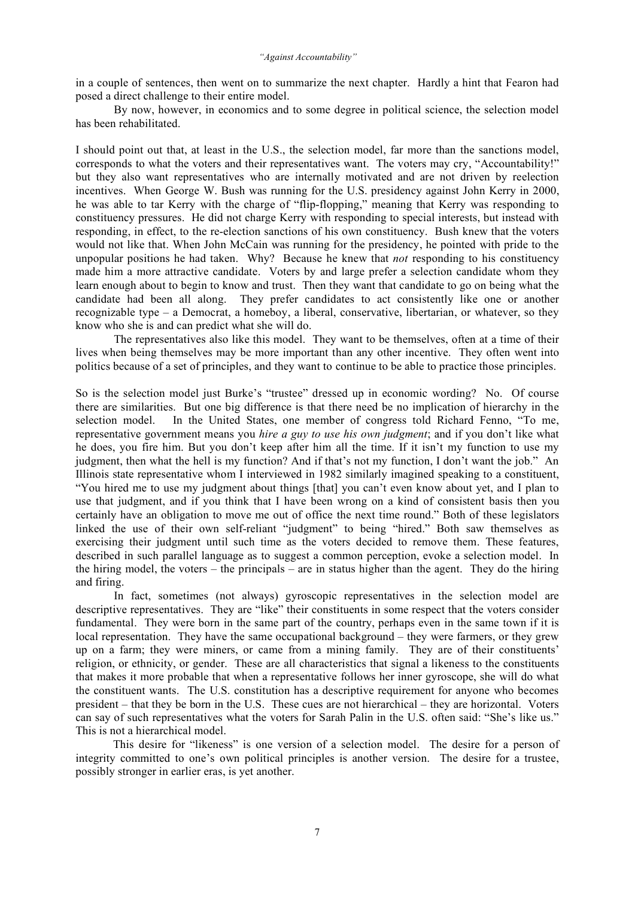in a couple of sentences, then went on to summarize the next chapter. Hardly a hint that Fearon had posed a direct challenge to their entire model.

By now, however, in economics and to some degree in political science, the selection model has been rehabilitated.

I should point out that, at least in the U.S., the selection model, far more than the sanctions model, corresponds to what the voters and their representatives want. The voters may cry, "Accountability!" but they also want representatives who are internally motivated and are not driven by reelection incentives. When George W. Bush was running for the U.S. presidency against John Kerry in 2000, he was able to tar Kerry with the charge of "flip-flopping," meaning that Kerry was responding to constituency pressures. He did not charge Kerry with responding to special interests, but instead with responding, in effect, to the re-election sanctions of his own constituency. Bush knew that the voters would not like that. When John McCain was running for the presidency, he pointed with pride to the unpopular positions he had taken. Why? Because he knew that *not* responding to his constituency made him a more attractive candidate. Voters by and large prefer a selection candidate whom they learn enough about to begin to know and trust. Then they want that candidate to go on being what the candidate had been all along. They prefer candidates to act consistently like one or another recognizable type – a Democrat, a homeboy, a liberal, conservative, libertarian, or whatever, so they know who she is and can predict what she will do.

The representatives also like this model. They want to be themselves, often at a time of their lives when being themselves may be more important than any other incentive. They often went into politics because of a set of principles, and they want to continue to be able to practice those principles.

So is the selection model just Burke's "trustee" dressed up in economic wording? No. Of course there are similarities. But one big difference is that there need be no implication of hierarchy in the selection model. In the United States, one member of congress told Richard Fenno, "To me, representative government means you *hire a guy to use his own judgment*; and if you don't like what he does, you fire him. But you don't keep after him all the time. If it isn't my function to use my judgment, then what the hell is my function? And if that's not my function, I don't want the job." An Illinois state representative whom I interviewed in 1982 similarly imagined speaking to a constituent, "You hired me to use my judgment about things [that] you can't even know about yet, and I plan to use that judgment, and if you think that I have been wrong on a kind of consistent basis then you certainly have an obligation to move me out of office the next time round." Both of these legislators linked the use of their own self-reliant "judgment" to being "hired." Both saw themselves as exercising their judgment until such time as the voters decided to remove them. These features, described in such parallel language as to suggest a common perception, evoke a selection model. In the hiring model, the voters – the principals – are in status higher than the agent. They do the hiring and firing.

In fact, sometimes (not always) gyroscopic representatives in the selection model are descriptive representatives. They are "like" their constituents in some respect that the voters consider fundamental. They were born in the same part of the country, perhaps even in the same town if it is local representation. They have the same occupational background – they were farmers, or they grew up on a farm; they were miners, or came from a mining family. They are of their constituents' religion, or ethnicity, or gender. These are all characteristics that signal a likeness to the constituents that makes it more probable that when a representative follows her inner gyroscope, she will do what the constituent wants. The U.S. constitution has a descriptive requirement for anyone who becomes president – that they be born in the U.S. These cues are not hierarchical – they are horizontal. Voters can say of such representatives what the voters for Sarah Palin in the U.S. often said: "She's like us." This is not a hierarchical model.

This desire for "likeness" is one version of a selection model. The desire for a person of integrity committed to one's own political principles is another version. The desire for a trustee, possibly stronger in earlier eras, is yet another.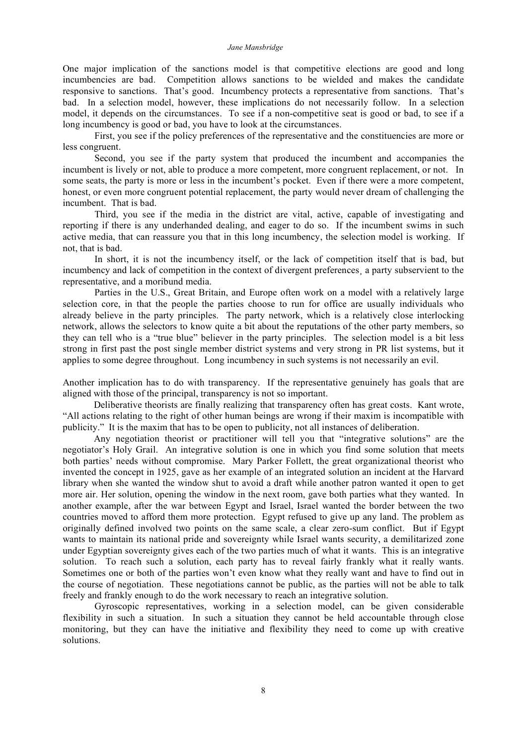One major implication of the sanctions model is that competitive elections are good and long incumbencies are bad. Competition allows sanctions to be wielded and makes the candidate responsive to sanctions. That's good. Incumbency protects a representative from sanctions. That's bad. In a selection model, however, these implications do not necessarily follow. In a selection model, it depends on the circumstances. To see if a non-competitive seat is good or bad, to see if a long incumbency is good or bad, you have to look at the circumstances.

First, you see if the policy preferences of the representative and the constituencies are more or less congruent.

Second, you see if the party system that produced the incumbent and accompanies the incumbent is lively or not, able to produce a more competent, more congruent replacement, or not. In some seats, the party is more or less in the incumbent's pocket. Even if there were a more competent, honest, or even more congruent potential replacement, the party would never dream of challenging the incumbent. That is bad.

Third, you see if the media in the district are vital, active, capable of investigating and reporting if there is any underhanded dealing, and eager to do so. If the incumbent swims in such active media, that can reassure you that in this long incumbency, the selection model is working. If not, that is bad.

In short, it is not the incumbency itself, or the lack of competition itself that is bad, but incumbency and lack of competition in the context of divergent preferences¸ a party subservient to the representative, and a moribund media.

Parties in the U.S., Great Britain, and Europe often work on a model with a relatively large selection core, in that the people the parties choose to run for office are usually individuals who already believe in the party principles. The party network, which is a relatively close interlocking network, allows the selectors to know quite a bit about the reputations of the other party members, so they can tell who is a "true blue" believer in the party principles. The selection model is a bit less strong in first past the post single member district systems and very strong in PR list systems, but it applies to some degree throughout. Long incumbency in such systems is not necessarily an evil.

Another implication has to do with transparency. If the representative genuinely has goals that are aligned with those of the principal, transparency is not so important.

Deliberative theorists are finally realizing that transparency often has great costs. Kant wrote, "All actions relating to the right of other human beings are wrong if their maxim is incompatible with publicity." It is the maxim that has to be open to publicity, not all instances of deliberation.

Any negotiation theorist or practitioner will tell you that "integrative solutions" are the negotiator's Holy Grail. An integrative solution is one in which you find some solution that meets both parties' needs without compromise. Mary Parker Follett, the great organizational theorist who invented the concept in 1925, gave as her example of an integrated solution an incident at the Harvard library when she wanted the window shut to avoid a draft while another patron wanted it open to get more air. Her solution, opening the window in the next room, gave both parties what they wanted. In another example, after the war between Egypt and Israel, Israel wanted the border between the two countries moved to afford them more protection. Egypt refused to give up any land. The problem as originally defined involved two points on the same scale, a clear zero-sum conflict. But if Egypt wants to maintain its national pride and sovereignty while Israel wants security, a demilitarized zone under Egyptian sovereignty gives each of the two parties much of what it wants. This is an integrative solution. To reach such a solution, each party has to reveal fairly frankly what it really wants. Sometimes one or both of the parties won't even know what they really want and have to find out in the course of negotiation. These negotiations cannot be public, as the parties will not be able to talk freely and frankly enough to do the work necessary to reach an integrative solution.

Gyroscopic representatives, working in a selection model, can be given considerable flexibility in such a situation. In such a situation they cannot be held accountable through close monitoring, but they can have the initiative and flexibility they need to come up with creative solutions.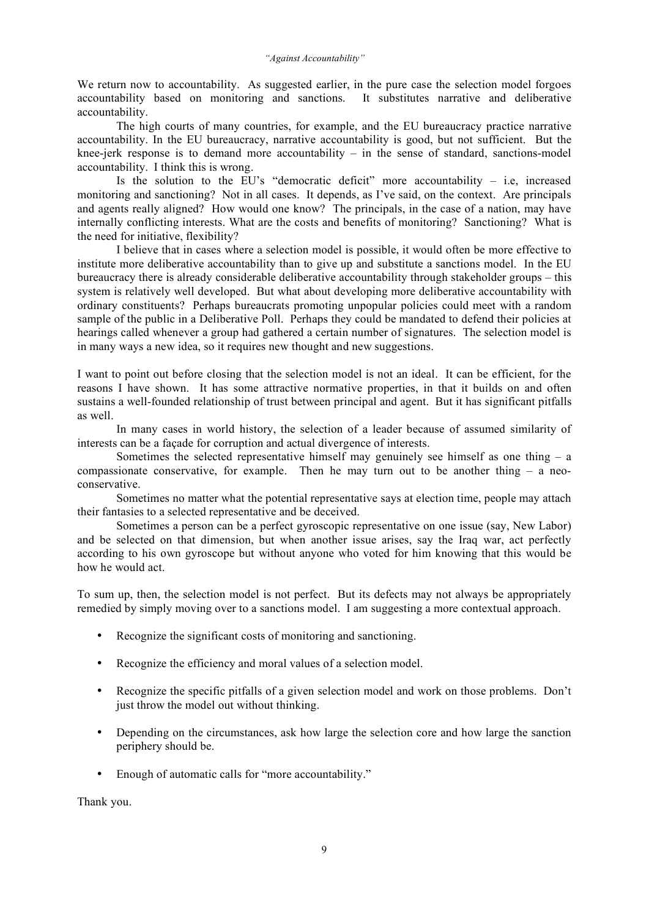We return now to accountability. As suggested earlier, in the pure case the selection model forgoes accountability based on monitoring and sanctions. It substitutes narrative and deliberative accountability.

The high courts of many countries, for example, and the EU bureaucracy practice narrative accountability. In the EU bureaucracy, narrative accountability is good, but not sufficient. But the knee-jerk response is to demand more accountability – in the sense of standard, sanctions-model accountability. I think this is wrong.

Is the solution to the EU's "democratic deficit" more accountability – i.e, increased monitoring and sanctioning? Not in all cases. It depends, as I've said, on the context. Are principals and agents really aligned? How would one know? The principals, in the case of a nation, may have internally conflicting interests. What are the costs and benefits of monitoring? Sanctioning? What is the need for initiative, flexibility?

I believe that in cases where a selection model is possible, it would often be more effective to institute more deliberative accountability than to give up and substitute a sanctions model. In the EU bureaucracy there is already considerable deliberative accountability through stakeholder groups – this system is relatively well developed. But what about developing more deliberative accountability with ordinary constituents? Perhaps bureaucrats promoting unpopular policies could meet with a random sample of the public in a Deliberative Poll. Perhaps they could be mandated to defend their policies at hearings called whenever a group had gathered a certain number of signatures. The selection model is in many ways a new idea, so it requires new thought and new suggestions.

I want to point out before closing that the selection model is not an ideal. It can be efficient, for the reasons I have shown. It has some attractive normative properties, in that it builds on and often sustains a well-founded relationship of trust between principal and agent. But it has significant pitfalls as well.

In many cases in world history, the selection of a leader because of assumed similarity of interests can be a façade for corruption and actual divergence of interests.

Sometimes the selected representative himself may genuinely see himself as one thing – a compassionate conservative, for example. Then he may turn out to be another thing – a neo-conservative.

Sometimes no matter what the potential representative says at election time, people may attach their fantasies to a selected representative and be deceived.

Sometimes a person can be a perfect gyroscopic representative on one issue (say, New Labor) and be selected on that dimension, but when another issue arises, say the Iraq war, act perfectly according to his own gyroscope but without anyone who voted for him knowing that this would be how he would act.

To sum up, then, the selection model is not perfect. But its defects may not always be appropriately remedied by simply moving over to a sanctions model. I am suggesting a more contextual approach.

- Recognize the significant costs of monitoring and sanctioning.
- Recognize the efficiency and moral values of a selection model.
- Recognize the specific pitfalls of a given selection model and work on those problems. Don't just throw the model out without thinking.
- Depending on the circumstances, ask how large the selection core and how large the sanction periphery should be.
- Enough of automatic calls for "more accountability."

Thank you.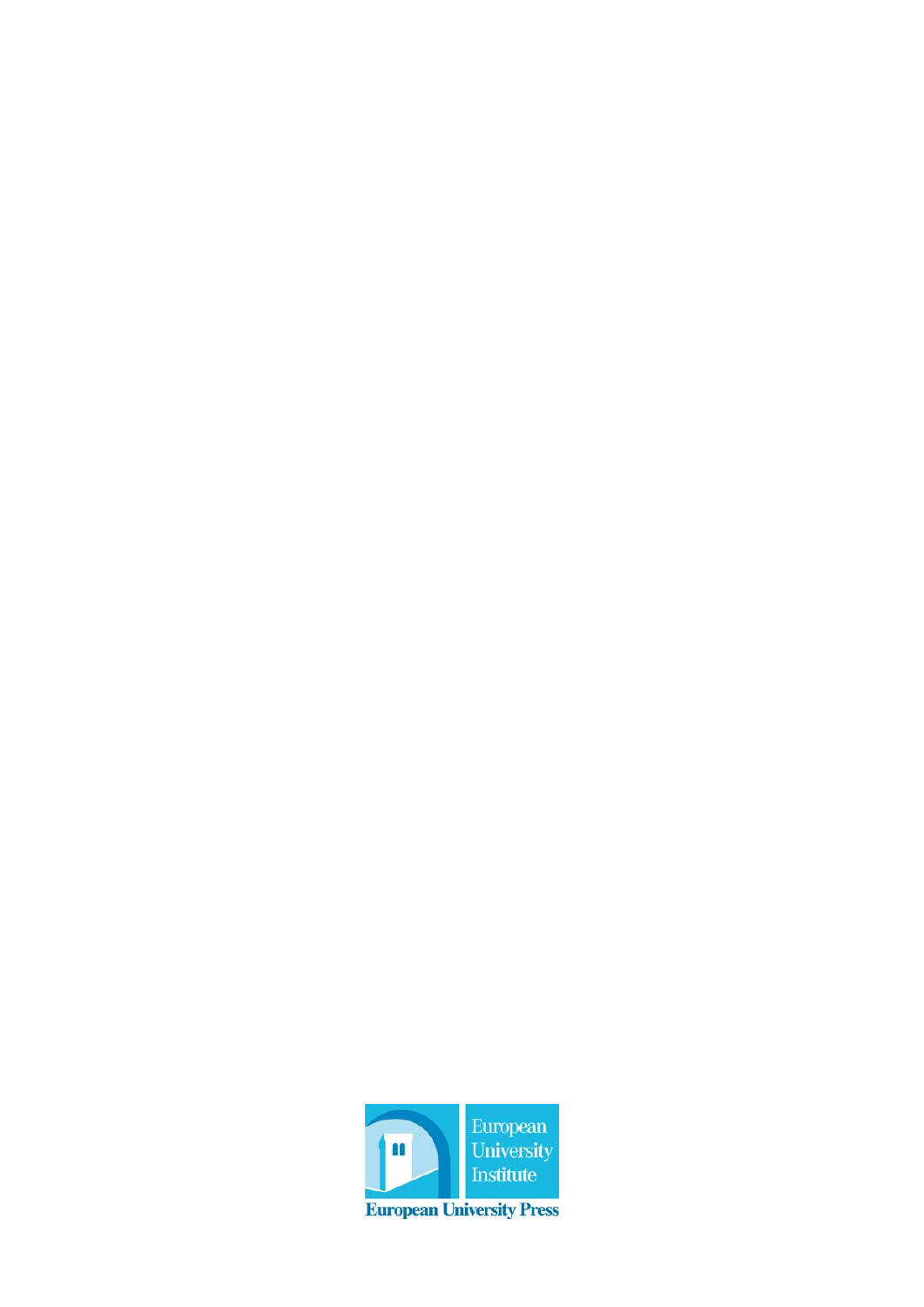European
University
Institute

European University Press